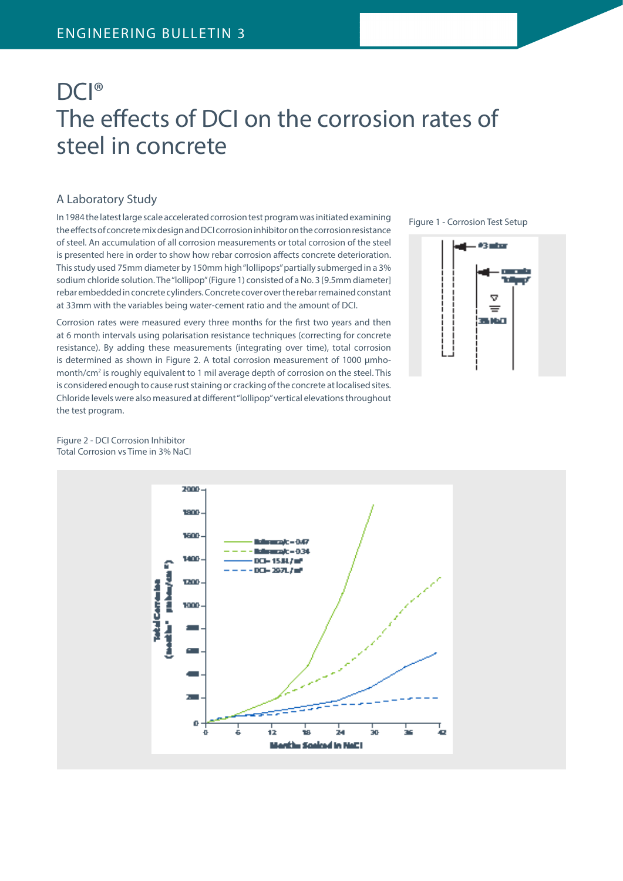# DCI®
# The effects of DCI on the corrosion rates of steel in concrete

## A Laboratory Study

In 1984 the latest large scale accelerated corrosion test program was initiated examining the effects of concrete mix design and DCI corrosion inhibitor on the corrosion resistance of steel. An accumulation of all corrosion measurements or total corrosion of the steel is presented here in order to show how rebar corrosion affects concrete deterioration. This study used 75mm diameter by 150mm high "lollipops" partially submerged in a 3% sodium chloride solution. The "lollipop" (Figure 1) consisted of a No. 3 [9.5mm diameter] rebar embedded in concrete cylinders. Concrete cover over the rebar remained constant at 33mm with the variables being water-cement ratio and the amount of DCI.

Corrosion rates were measured every three months for the first two years and then at 6 month intervals using polarisation resistance techniques (correcting for concrete resistance). By adding these measurements (integrating over time), total corrosion is determined as shown in Figure 2. A total corrosion measurement of 1000 μmho-month/cm$^2$ is roughly equivalent to 1 mil average depth of corrosion on the steel. This is considered enough to cause rust staining or cracking of the concrete at localised sites. Chloride levels were also measured at different "lollipop" vertical elevations throughout the test program.

Figure 1 - Corrosion Test Setup

Figure 2 - DCI Corrosion Inhibitor
Total Corrosion vs Time in 3% NaCl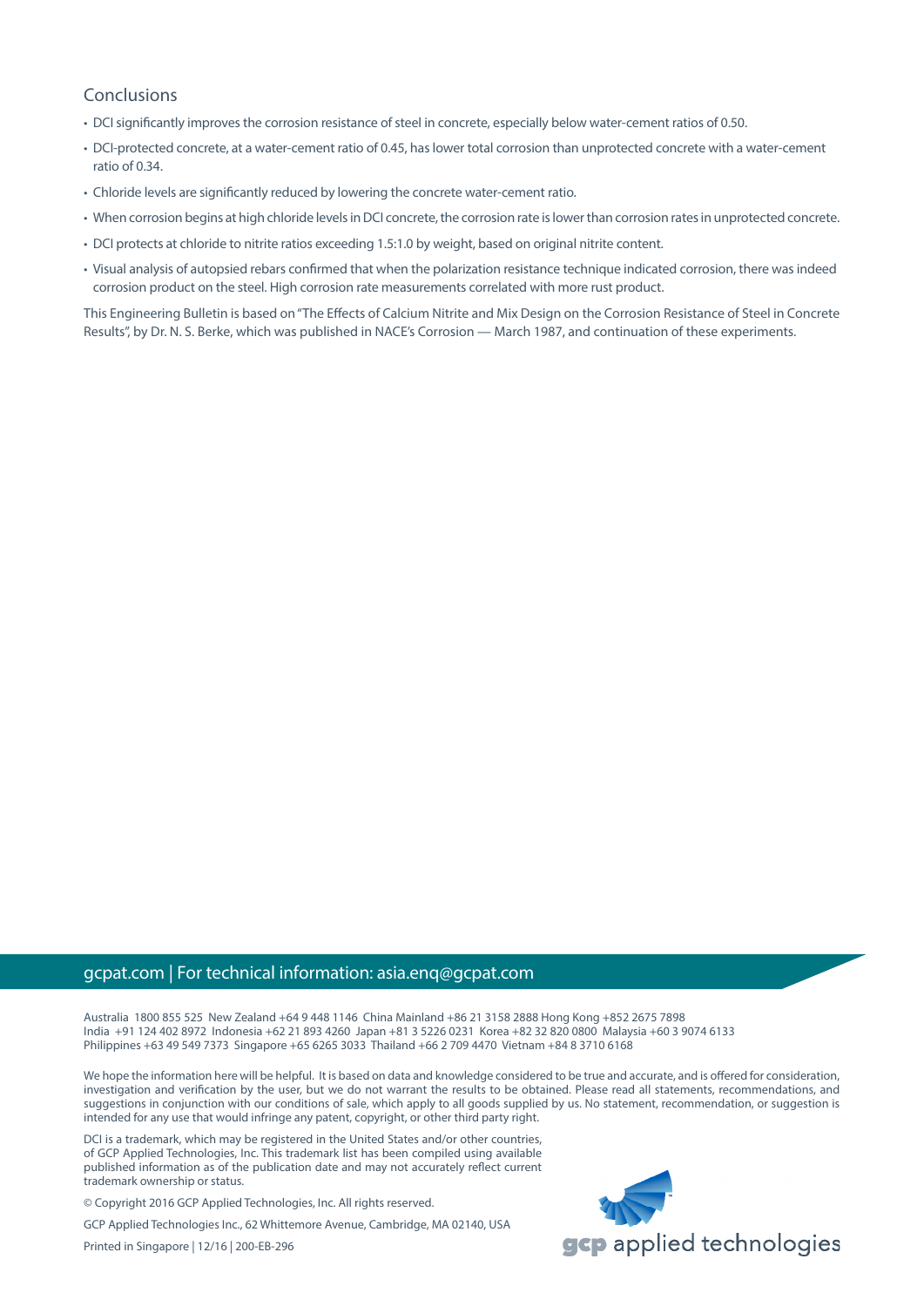## Conclusions

- DCI significantly improves the corrosion resistance of steel in concrete, especially below water-cement ratios of 0.50.
- DCI-protected concrete, at a water-cement ratio of 0.45, has lower total corrosion than unprotected concrete with a water-cement ratio of 0.34.
- Chloride levels are significantly reduced by lowering the concrete water-cement ratio.
- When corrosion begins at high chloride levels in DCI concrete, the corrosion rate is lower than corrosion rates in unprotected concrete.
- DCI protects at chloride to nitrite ratios exceeding 1.5:1.0 by weight, based on original nitrite content.
- Visual analysis of autopsied rebars confirmed that when the polarization resistance technique indicated corrosion, there was indeed corrosion product on the steel. High corrosion rate measurements correlated with more rust product.

This Engineering Bulletin is based on "The Effects of Calcium Nitrite and Mix Design on the Corrosion Resistance of Steel in Concrete Results", by Dr. N. S. Berke, which was published in NACE's Corrosion — March 1987, and continuation of these experiments.

gcpat.com | For technical information: asia.enq@gcpat.com

Australia 1800 855 525 New Zealand +64 9 448 1146 China Mainland +86 21 3158 2888 Hong Kong +852 2675 7898
India +91 124 402 8972 Indonesia +62 21 893 4260 Japan +81 3 5226 0231 Korea +82 32 820 0800 Malaysia +60 3 9074 6133
Philippines +63 49 549 7373 Singapore +65 6265 3033 Thailand +66 2 709 4470 Vietnam +84 8 3710 6168

We hope the information here will be helpful. It is based on data and knowledge considered to be true and accurate, and is offered for consideration, investigation and verification by the user, but we do not warrant the results to be obtained. Please read all statements, recommendations, and suggestions in conjunction with our conditions of sale, which apply to all goods supplied by us. No statement, recommendation, or suggestion is intended for any use that would infringe any patent, copyright, or other third party right.

DCI is a trademark, which may be registered in the United States and/or other countries, of GCP Applied Technologies, Inc. This trademark list has been compiled using available published information as of the publication date and may not accurately reflect current trademark ownership or status.

© Copyright 2016 GCP Applied Technologies, Inc. All rights reserved.

GCP Applied Technologies Inc., 62 Whittemore Avenue, Cambridge, MA 02140, USA

Printed in Singapore | 12/16 | 200-EB-296

gcp applied technologies